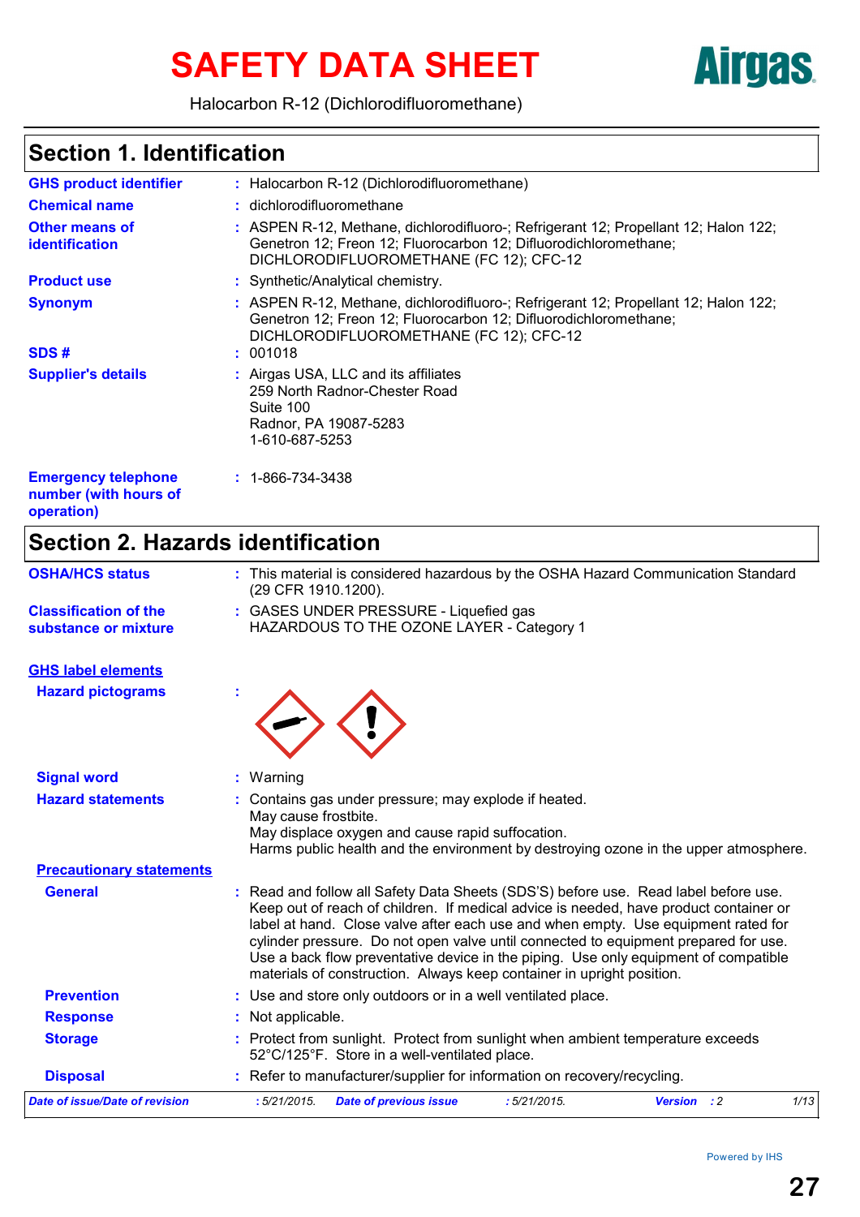# SAFETY DATA SHEET

Halocarbon R-12 (Dichlorodifluoromethane)

## Section 1. Identification

| | |
|---|---|
| **GHS product identifier** | : Halocarbon R-12 (Dichlorodifluoromethane) |
| **Chemical name** | : dichlorodifluoromethane |
| **Other means of identification** | : ASPEN R-12, Methane, dichlorodifluoro-; Refrigerant 12; Propellant 12; Halon 122; Genetron 12; Freon 12; Fluorocarbon 12; Difluorodichloromethane; DICHLORODIFLUOROMETHANE (FC 12); CFC-12 |
| **Product use** | : Synthetic/Analytical chemistry. |
| **Synonym** | : ASPEN R-12, Methane, dichlorodifluoro-; Refrigerant 12; Propellant 12; Halon 122; Genetron 12; Freon 12; Fluorocarbon 12; Difluorodichloromethane; DICHLORODIFLUOROMETHANE (FC 12); CFC-12 |
| **SDS #** | : 001018 |
| **Supplier's details** | : Airgas USA, LLC and its affiliates<br>259 North Radnor-Chester Road<br>Suite 100<br>Radnor, PA 19087-5283<br>1-610-687-5253 |
| **Emergency telephone number (with hours of operation)** | : 1-866-734-3438 |

## Section 2. Hazards identification

| | |
|---|---|
| **OSHA/HCS status** | : This material is considered hazardous by the OSHA Hazard Communication Standard (29 CFR 1910.1200). |
| **Classification of the substance or mixture** | : GASES UNDER PRESSURE - Liquefied gas<br>HAZARDOUS TO THE OZONE LAYER - Category 1 |

### GHS label elements

| | |
|---|---|
| **Hazard pictograms** | : |
| **Signal word** | : Warning |
| **Hazard statements** | : Contains gas under pressure; may explode if heated.<br>May cause frostbite.<br>May displace oxygen and cause rapid suffocation.<br>Harms public health and the environment by destroying ozone in the upper atmosphere. |

### Precautionary statements

| | |
|---|---|
| **General** | : Read and follow all Safety Data Sheets (SDS'S) before use. Read label before use. Keep out of reach of children. If medical advice is needed, have product container or label at hand. Close valve after each use and when empty. Use equipment rated for cylinder pressure. Do not open valve until connected to equipment prepared for use. Use a back flow preventative device in the piping. Use only equipment of compatible materials of construction. Always keep container in upright position. |
| **Prevention** | : Use and store only outdoors or in a well ventilated place. |
| **Response** | : Not applicable. |
| **Storage** | : Protect from sunlight. Protect from sunlight when ambient temperature exceeds 52°C/125°F. Store in a well-ventilated place. |
| **Disposal** | : Refer to manufacturer/supplier for information on recovery/recycling. |

*Date of issue/Date of revision* : 5/21/2015. *Date of previous issue* : 5/21/2015. *Version* : 2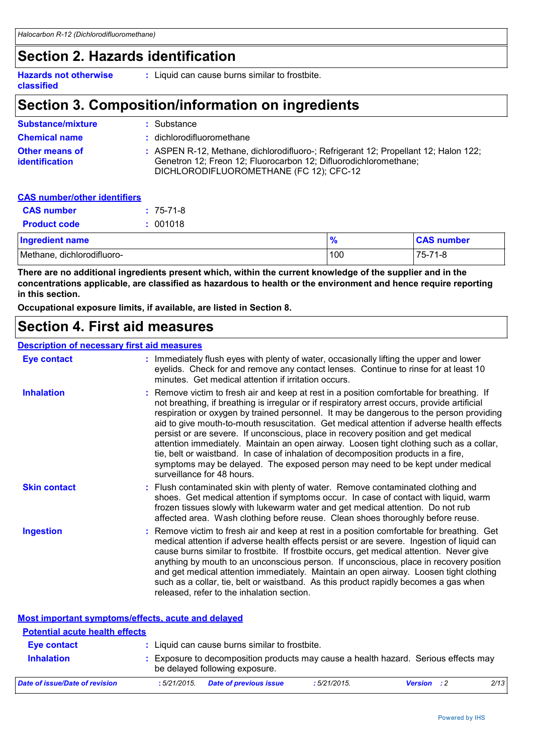# Section 2. Hazards identification

**Hazards not otherwise classified** : Liquid can cause burns similar to frostbite.

# Section 3. Composition/information on ingredients

**Substance/mixture** : Substance

**Chemical name** : dichlorodifluoromethane

**Other means of identification** : ASPEN R-12, Methane, dichlorodifluoro-; Refrigerant 12; Propellant 12; Halon 122; Genetron 12; Freon 12; Fluorocarbon 12; Difluorodichloromethane; DICHLORODIFLUOROMETHANE (FC 12); CFC-12

**CAS number/other identifiers**

**CAS number** : 75-71-8

**Product code** : 001018

| Ingredient name | % | CAS number |
| --- | --- | --- |
| Methane, dichlorodifluoro- | 100 | 75-71-8 |

**There are no additional ingredients present which, within the current knowledge of the supplier and in the concentrations applicable, are classified as hazardous to health or the environment and hence require reporting in this section.**

**Occupational exposure limits, if available, are listed in Section 8.**

# Section 4. First aid measures

**Description of necessary first aid measures**

**Eye contact** : Immediately flush eyes with plenty of water, occasionally lifting the upper and lower eyelids. Check for and remove any contact lenses. Continue to rinse for at least 10 minutes. Get medical attention if irritation occurs.

**Inhalation** : Remove victim to fresh air and keep at rest in a position comfortable for breathing. If not breathing, if breathing is irregular or if respiratory arrest occurs, provide artificial respiration or oxygen by trained personnel. It may be dangerous to the person providing aid to give mouth-to-mouth resuscitation. Get medical attention if adverse health effects persist or are severe. If unconscious, place in recovery position and get medical attention immediately. Maintain an open airway. Loosen tight clothing such as a collar, tie, belt or waistband. In case of inhalation of decomposition products in a fire, symptoms may be delayed. The exposed person may need to be kept under medical surveillance for 48 hours.

**Skin contact** : Flush contaminated skin with plenty of water. Remove contaminated clothing and shoes. Get medical attention if symptoms occur. In case of contact with liquid, warm frozen tissues slowly with lukewarm water and get medical attention. Do not rub affected area. Wash clothing before reuse. Clean shoes thoroughly before reuse.

**Ingestion** : Remove victim to fresh air and keep at rest in a position comfortable for breathing. Get medical attention if adverse health effects persist or are severe. Ingestion of liquid can cause burns similar to frostbite. If frostbite occurs, get medical attention. Never give anything by mouth to an unconscious person. If unconscious, place in recovery position and get medical attention immediately. Maintain an open airway. Loosen tight clothing such as a collar, tie, belt or waistband. As this product rapidly becomes a gas when released, refer to the inhalation section.

**Most important symptoms/effects, acute and delayed**

**Potential acute health effects**

**Eye contact** : Liquid can cause burns similar to frostbite.

**Inhalation** : Exposure to decomposition products may cause a health hazard. Serious effects may be delayed following exposure.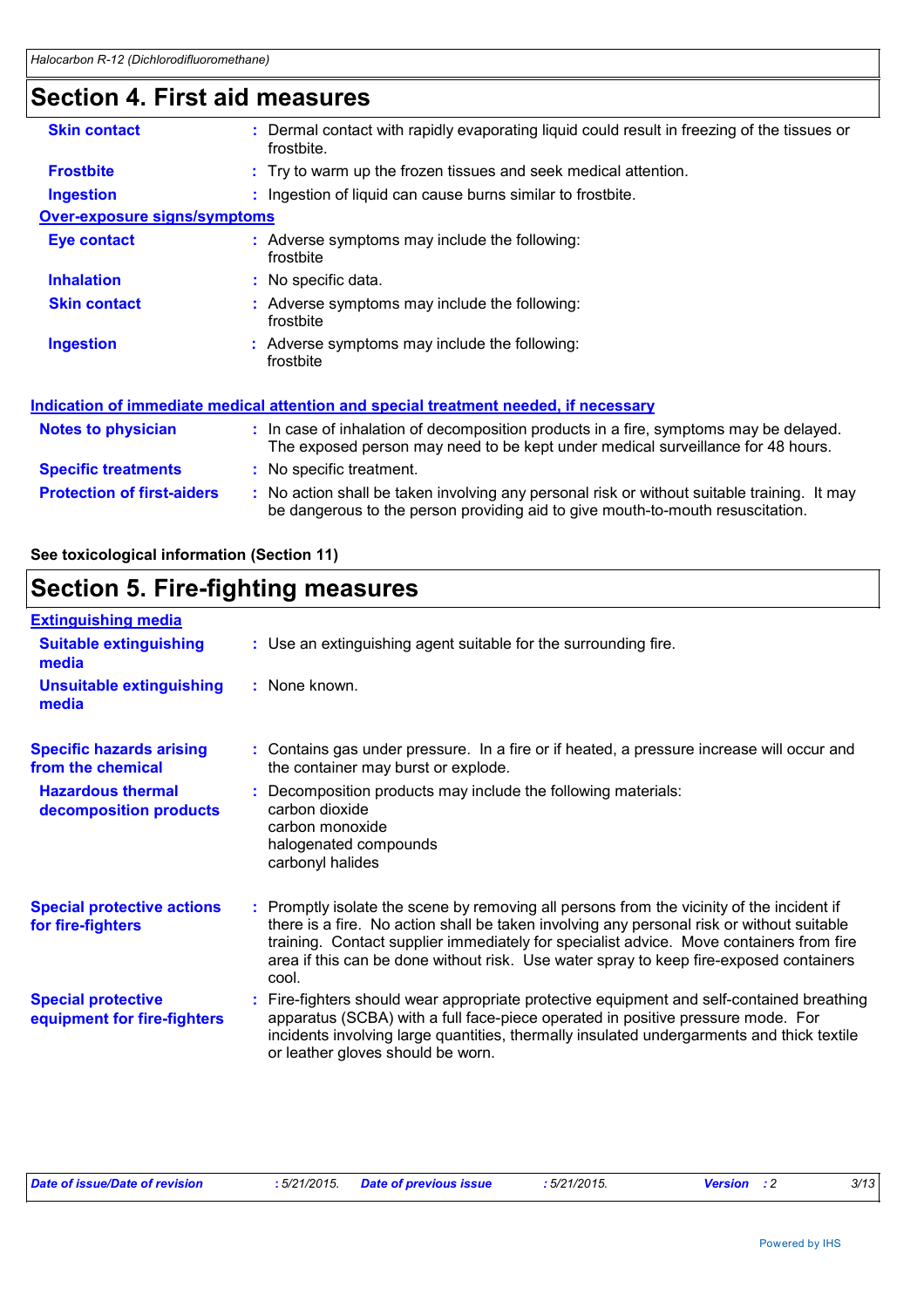# Section 4. First aid measures

**Skin contact** : Dermal contact with rapidly evaporating liquid could result in freezing of the tissues or frostbite.

**Frostbite** : Try to warm up the frozen tissues and seek medical attention.

**Ingestion** : Ingestion of liquid can cause burns similar to frostbite.

### Over-exposure signs/symptoms

**Eye contact** : Adverse symptoms may include the following:
frostbite

**Inhalation** : No specific data.

**Skin contact** : Adverse symptoms may include the following:
frostbite

**Ingestion** : Adverse symptoms may include the following:
frostbite

### Indication of immediate medical attention and special treatment needed, if necessary

**Notes to physician** : In case of inhalation of decomposition products in a fire, symptoms may be delayed. The exposed person may need to be kept under medical surveillance for 48 hours.

**Specific treatments** : No specific treatment.

**Protection of first-aiders** : No action shall be taken involving any personal risk or without suitable training. It may be dangerous to the person providing aid to give mouth-to-mouth resuscitation.

**See toxicological information (Section 11)**

# Section 5. Fire-fighting measures

### Extinguishing media

**Suitable extinguishing media** : Use an extinguishing agent suitable for the surrounding fire.

**Unsuitable extinguishing media** : None known.

**Specific hazards arising from the chemical** : Contains gas under pressure. In a fire or if heated, a pressure increase will occur and the container may burst or explode.

**Hazardous thermal decomposition products** : Decomposition products may include the following materials:
carbon dioxide
carbon monoxide
halogenated compounds
carbonyl halides

**Special protective actions for fire-fighters** : Promptly isolate the scene by removing all persons from the vicinity of the incident if there is a fire. No action shall be taken involving any personal risk or without suitable training. Contact supplier immediately for specialist advice. Move containers from fire area if this can be done without risk. Use water spray to keep fire-exposed containers cool.

**Special protective equipment for fire-fighters** : Fire-fighters should wear appropriate protective equipment and self-contained breathing apparatus (SCBA) with a full face-piece operated in positive pressure mode. For incidents involving large quantities, thermally insulated undergarments and thick textile or leather gloves should be worn.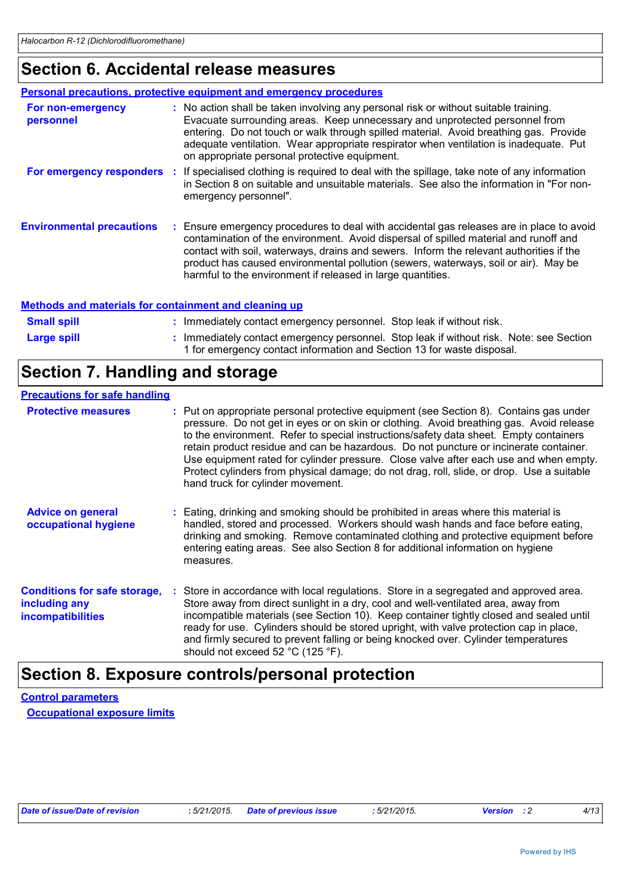# Section 6. Accidental release measures

## Personal precautions, protective equipment and emergency procedures

**For non-emergency personnel** : No action shall be taken involving any personal risk or without suitable training. Evacuate surrounding areas. Keep unnecessary and unprotected personnel from entering. Do not touch or walk through spilled material. Avoid breathing gas. Provide adequate ventilation. Wear appropriate respirator when ventilation is inadequate. Put on appropriate personal protective equipment.

**For emergency responders** : If specialised clothing is required to deal with the spillage, take note of any information in Section 8 on suitable and unsuitable materials. See also the information in "For non-emergency personnel".

**Environmental precautions** : Ensure emergency procedures to deal with accidental gas releases are in place to avoid contamination of the environment. Avoid dispersal of spilled material and runoff and contact with soil, waterways, drains and sewers. Inform the relevant authorities if the product has caused environmental pollution (sewers, waterways, soil or air). May be harmful to the environment if released in large quantities.

## Methods and materials for containment and cleaning up

**Small spill** : Immediately contact emergency personnel. Stop leak if without risk.

**Large spill** : Immediately contact emergency personnel. Stop leak if without risk. Note: see Section 1 for emergency contact information and Section 13 for waste disposal.

# Section 7. Handling and storage

## Precautions for safe handling

**Protective measures** : Put on appropriate personal protective equipment (see Section 8). Contains gas under pressure. Do not get in eyes or on skin or clothing. Avoid breathing gas. Avoid release to the environment. Refer to special instructions/safety data sheet. Empty containers retain product residue and can be hazardous. Do not puncture or incinerate container. Use equipment rated for cylinder pressure. Close valve after each use and when empty. Protect cylinders from physical damage; do not drag, roll, slide, or drop. Use a suitable hand truck for cylinder movement.

**Advice on general occupational hygiene** : Eating, drinking and smoking should be prohibited in areas where this material is handled, stored and processed. Workers should wash hands and face before eating, drinking and smoking. Remove contaminated clothing and protective equipment before entering eating areas. See also Section 8 for additional information on hygiene measures.

**Conditions for safe storage, including any incompatibilities** : Store in accordance with local regulations. Store in a segregated and approved area. Store away from direct sunlight in a dry, cool and well-ventilated area, away from incompatible materials (see Section 10). Keep container tightly closed and sealed until ready for use. Cylinders should be stored upright, with valve protection cap in place, and firmly secured to prevent falling or being knocked over. Cylinder temperatures should not exceed 52 °C (125 °F).

# Section 8. Exposure controls/personal protection

## Control parameters

### Occupational exposure limits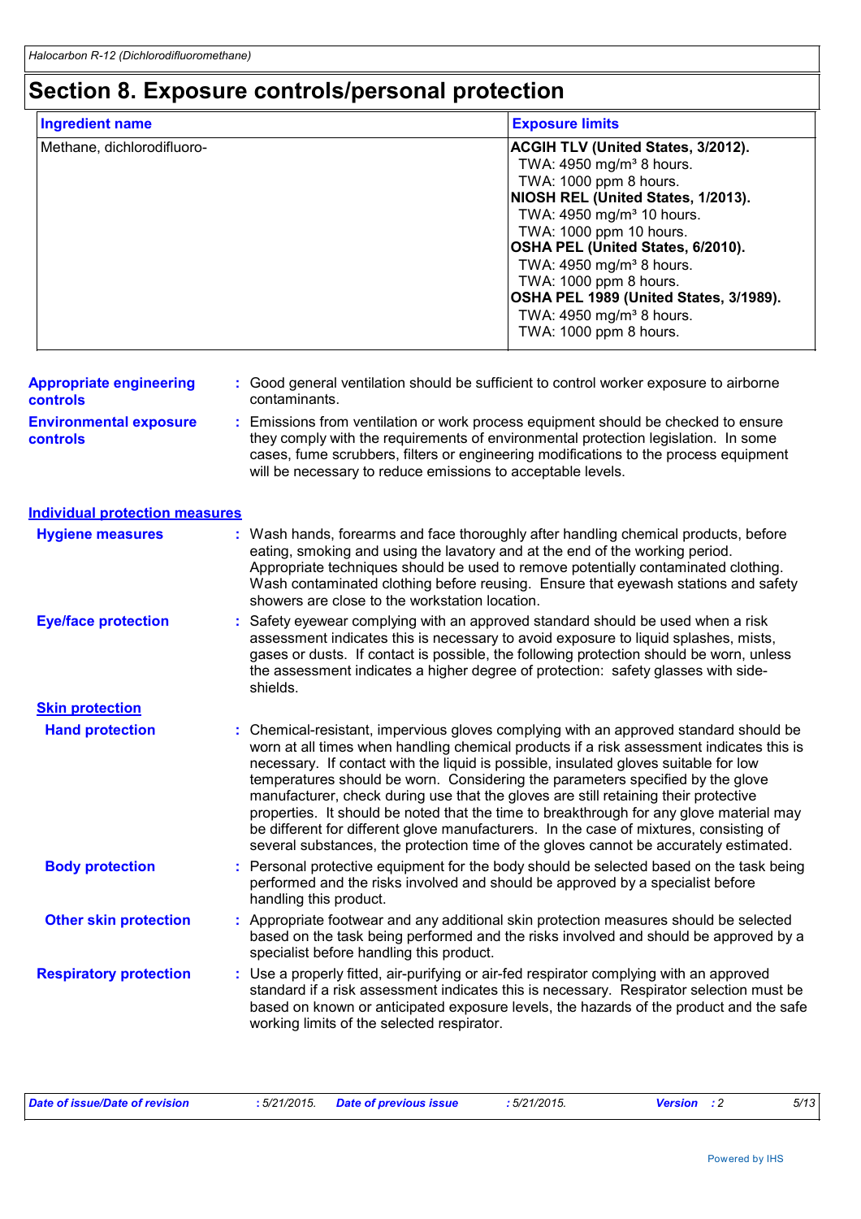# Section 8. Exposure controls/personal protection

| Ingredient name | Exposure limits |
| --- | --- |
| Methane, dichlorodifluoro- | **ACGIH TLV (United States, 3/2012).**<br>TWA: 4950 mg/m³ 8 hours.<br>TWA: 1000 ppm 8 hours.<br>**NIOSH REL (United States, 1/2013).**<br>TWA: 4950 mg/m³ 10 hours.<br>TWA: 1000 ppm 10 hours.<br>**OSHA PEL (United States, 6/2010).**<br>TWA: 4950 mg/m³ 8 hours.<br>TWA: 1000 ppm 8 hours.<br>**OSHA PEL 1989 (United States, 3/1989).**<br>TWA: 4950 mg/m³ 8 hours.<br>TWA: 1000 ppm 8 hours. |

**Appropriate engineering controls** : Good general ventilation should be sufficient to control worker exposure to airborne contaminants.

**Environmental exposure controls** : Emissions from ventilation or work process equipment should be checked to ensure they comply with the requirements of environmental protection legislation. In some cases, fume scrubbers, filters or engineering modifications to the process equipment will be necessary to reduce emissions to acceptable levels.

## Individual protection measures

**Hygiene measures** : Wash hands, forearms and face thoroughly after handling chemical products, before eating, smoking and using the lavatory and at the end of the working period. Appropriate techniques should be used to remove potentially contaminated clothing. Wash contaminated clothing before reusing. Ensure that eyewash stations and safety showers are close to the workstation location.

**Eye/face protection** : Safety eyewear complying with an approved standard should be used when a risk assessment indicates this is necessary to avoid exposure to liquid splashes, mists, gases or dusts. If contact is possible, the following protection should be worn, unless the assessment indicates a higher degree of protection: safety glasses with side-shields.

### Skin protection

**Hand protection** : Chemical-resistant, impervious gloves complying with an approved standard should be worn at all times when handling chemical products if a risk assessment indicates this is necessary. If contact with the liquid is possible, insulated gloves suitable for low temperatures should be worn. Considering the parameters specified by the glove manufacturer, check during use that the gloves are still retaining their protective properties. It should be noted that the time to breakthrough for any glove material may be different for different glove manufacturers. In the case of mixtures, consisting of several substances, the protection time of the gloves cannot be accurately estimated.

**Body protection** : Personal protective equipment for the body should be selected based on the task being performed and the risks involved and should be approved by a specialist before handling this product.

**Other skin protection** : Appropriate footwear and any additional skin protection measures should be selected based on the task being performed and the risks involved and should be approved by a specialist before handling this product.

**Respiratory protection** : Use a properly fitted, air-purifying or air-fed respirator complying with an approved standard if a risk assessment indicates this is necessary. Respirator selection must be based on known or anticipated exposure levels, the hazards of the product and the safe working limits of the selected respirator.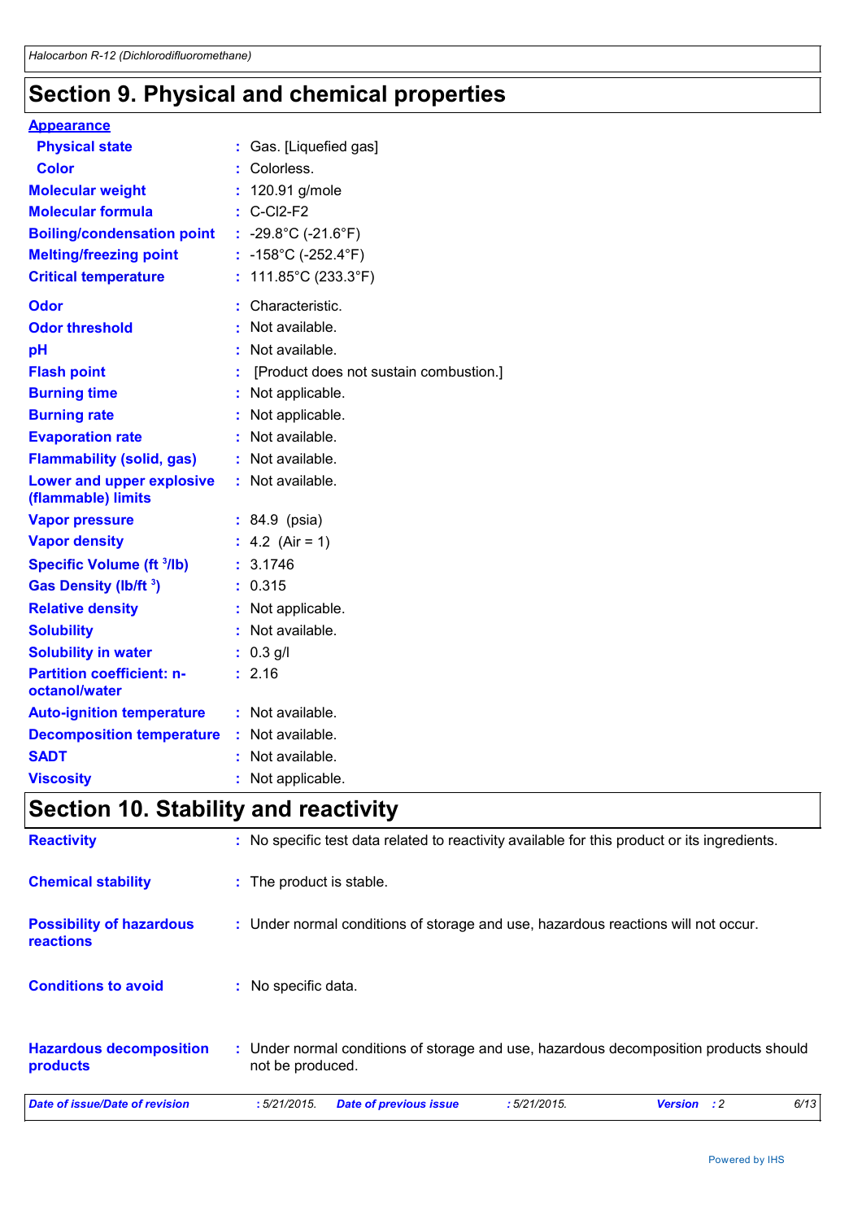## Section 9. Physical and chemical properties

**Appearance**

| | | |
|---|---|---|
| **Physical state** | : | Gas. [Liquefied gas] |
| **Color** | : | Colorless. |
| **Molecular weight** | : | 120.91 g/mole |
| **Molecular formula** | : | C-Cl2-F2 |
| **Boiling/condensation point** | : | -29.8°C (-21.6°F) |
| **Melting/freezing point** | : | -158°C (-252.4°F) |
| **Critical temperature** | : | 111.85°C (233.3°F) |
| **Odor** | : | Characteristic. |
| **Odor threshold** | : | Not available. |
| **pH** | : | Not available. |
| **Flash point** | : | [Product does not sustain combustion.] |
| **Burning time** | : | Not applicable. |
| **Burning rate** | : | Not applicable. |
| **Evaporation rate** | : | Not available. |
| **Flammability (solid, gas)** | : | Not available. |
| **Lower and upper explosive (flammable) limits** | : | Not available. |
| **Vapor pressure** | : | 84.9 (psia) |
| **Vapor density** | : | 4.2 (Air = 1) |
| **Specific Volume ($ft^3$/lb)** | : | 3.1746 |
| **Gas Density (lb/$ft^3$)** | : | 0.315 |
| **Relative density** | : | Not applicable. |
| **Solubility** | : | Not available. |
| **Solubility in water** | : | 0.3 g/l |
| **Partition coefficient: n-octanol/water** | : | 2.16 |
| **Auto-ignition temperature** | : | Not available. |
| **Decomposition temperature** | : | Not available. |
| **SADT** | : | Not available. |
| **Viscosity** | : | Not applicable. |

## Section 10. Stability and reactivity

| | | |
|---|---|---|
| **Reactivity** | : | No specific test data related to reactivity available for this product or its ingredients. |
| **Chemical stability** | : | The product is stable. |
| **Possibility of hazardous reactions** | : | Under normal conditions of storage and use, hazardous reactions will not occur. |
| **Conditions to avoid** | : | No specific data. |
| **Hazardous decomposition products** | : | Under normal conditions of storage and use, hazardous decomposition products should not be produced. |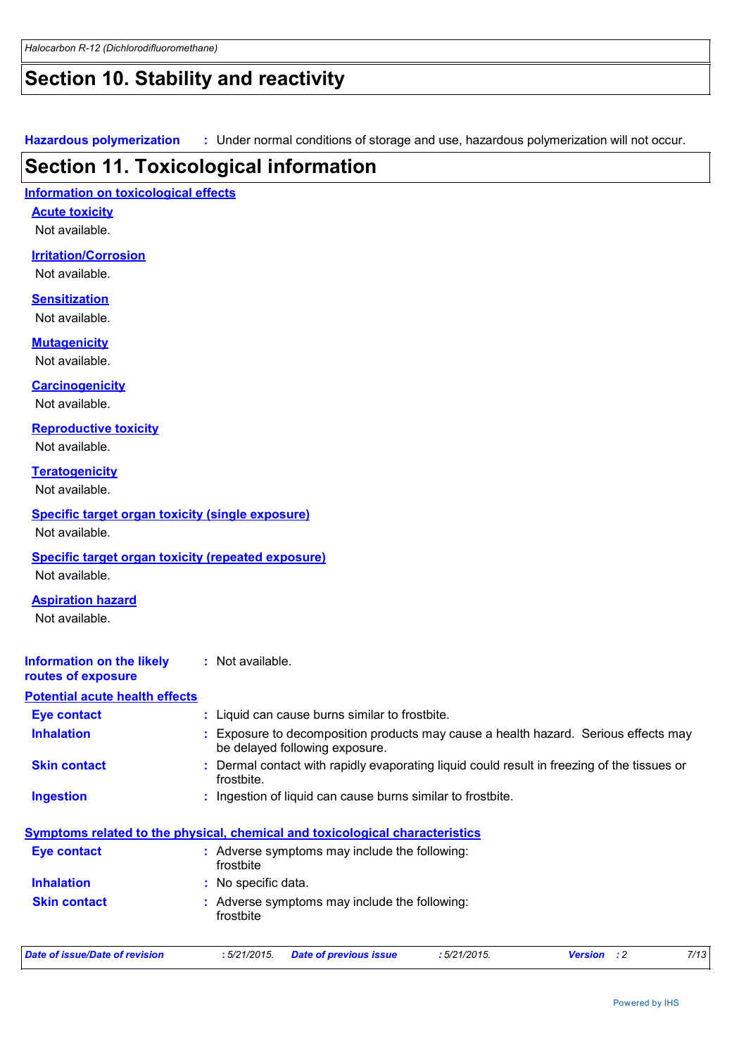# Section 10. Stability and reactivity

**Hazardous polymerization** : Under normal conditions of storage and use, hazardous polymerization will not occur.

# Section 11. Toxicological information

## Information on toxicological effects

### Acute toxicity

Not available.

### Irritation/Corrosion

Not available.

### Sensitization

Not available.

### Mutagenicity

Not available.

### Carcinogenicity

Not available.

### Reproductive toxicity

Not available.

### Teratogenicity

Not available.

### Specific target organ toxicity (single exposure)

Not available.

### Specific target organ toxicity (repeated exposure)

Not available.

### Aspiration hazard

Not available.

**Information on the likely routes of exposure** : Not available.

## Potential acute health effects

**Eye contact** : Liquid can cause burns similar to frostbite.

**Inhalation** : Exposure to decomposition products may cause a health hazard. Serious effects may be delayed following exposure.

**Skin contact** : Dermal contact with rapidly evaporating liquid could result in freezing of the tissues or frostbite.

**Ingestion** : Ingestion of liquid can cause burns similar to frostbite.

## Symptoms related to the physical, chemical and toxicological characteristics

**Eye contact** : Adverse symptoms may include the following:
frostbite

**Inhalation** : No specific data.

**Skin contact** : Adverse symptoms may include the following:
frostbite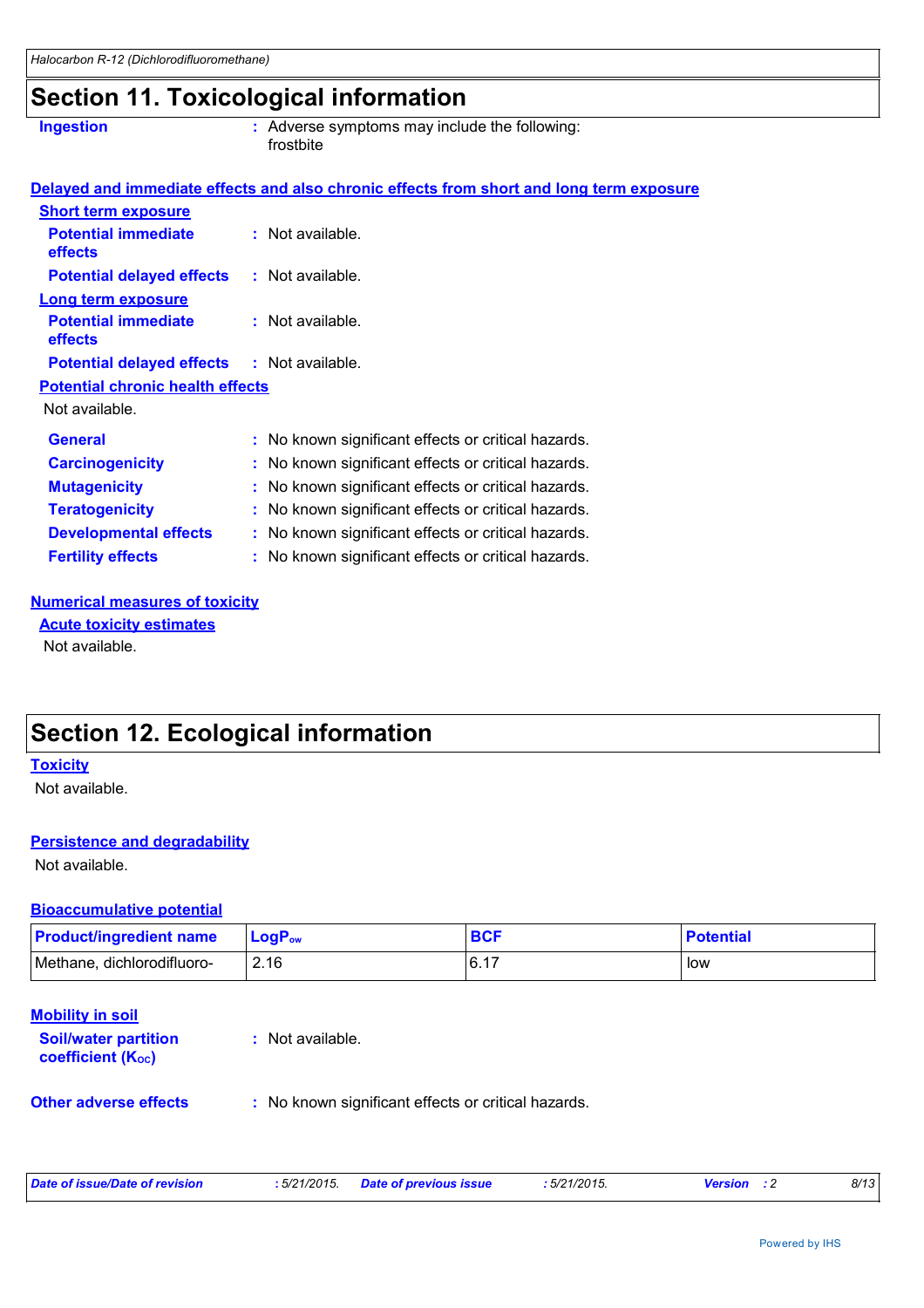# Section 11. Toxicological information

**Ingestion** : Adverse symptoms may include the following:
frostbite

### Delayed and immediate effects and also chronic effects from short and long term exposure

**Short term exposure**

**Potential immediate effects** : Not available.

**Potential delayed effects** : Not available.

**Long term exposure**

**Potential immediate effects** : Not available.

**Potential delayed effects** : Not available.

**Potential chronic health effects**

Not available.

**General** : No known significant effects or critical hazards.

**Carcinogenicity** : No known significant effects or critical hazards.

**Mutagenicity** : No known significant effects or critical hazards.

**Teratogenicity** : No known significant effects or critical hazards.

**Developmental effects** : No known significant effects or critical hazards.

**Fertility effects** : No known significant effects or critical hazards.

### Numerical measures of toxicity

**Acute toxicity estimates**

Not available.

# Section 12. Ecological information

### Toxicity

Not available.

### Persistence and degradability

Not available.

### Bioaccumulative potential

| Product/ingredient name | $LogP_{ow}$ | BCF | Potential |
|---|---|---|---|
| Methane, dichlorodifluoro- | 2.16 | 6.17 | low |

### Mobility in soil

**Soil/water partition coefficient ($K_{OC}$)** : Not available.

**Other adverse effects** : No known significant effects or critical hazards.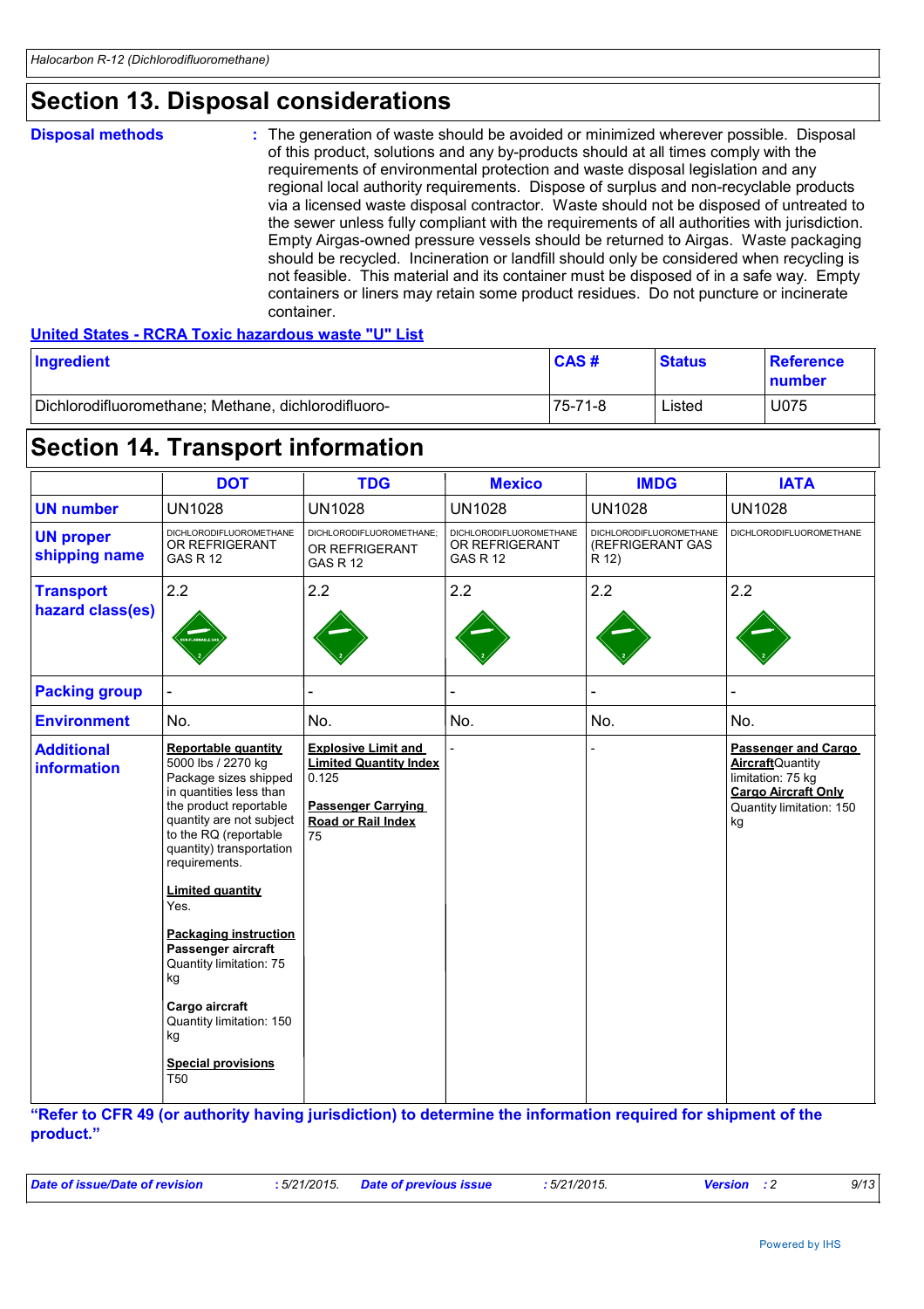## Section 13. Disposal considerations

**Disposal methods** : The generation of waste should be avoided or minimized wherever possible. Disposal of this product, solutions and any by-products should at all times comply with the requirements of environmental protection and waste disposal legislation and any regional local authority requirements. Dispose of surplus and non-recyclable products via a licensed waste disposal contractor. Waste should not be disposed of untreated to the sewer unless fully compliant with the requirements of all authorities with jurisdiction. Empty Airgas-owned pressure vessels should be returned to Airgas. Waste packaging should be recycled. Incineration or landfill should only be considered when recycling is not feasible. This material and its container must be disposed of in a safe way. Empty containers or liners may retain some product residues. Do not puncture or incinerate container.

**United States - RCRA Toxic hazardous waste "U" List**

| Ingredient | CAS # | Status | Reference number |
|---|---|---|---|
| Dichlorodifluoromethane; Methane, dichlorodifluoro- | 75-71-8 | Listed | U075 |

## Section 14. Transport information

| | DOT | TDG | Mexico | IMDG | IATA |
|---|---|---|---|---|---|
| **UN number** | UN1028 | UN1028 | UN1028 | UN1028 | UN1028 |
| **UN proper shipping name** | DICHLORODIFLUOROMETHANE OR REFRIGERANT GAS R 12 | DICHLORODIFLUOROMETHANE; OR REFRIGERANT GAS R 12 | DICHLORODIFLUOROMETHANE OR REFRIGERANT GAS R 12 | DICHLORODIFLUOROMETHANE (REFRIGERANT GAS R 12) | DICHLORODIFLUOROMETHANE |
| **Transport hazard class(es)** | 2.2 | 2.2 | 2.2 | 2.2 | 2.2 |
| **Packing group** | - | - | - | - | - |
| **Environment** | No. | No. | No. | No. | No. |
| **Additional information** | **Reportable quantity** 5000 lbs / 2270 kg Package sizes shipped in quantities less than the product reportable quantity are not subject to the RQ (reportable quantity) transportation requirements. **Limited quantity** Yes. **Packaging instruction** **Passenger aircraft** Quantity limitation: 75 kg **Cargo aircraft** Quantity limitation: 150 kg **Special provisions** T50 | **Explosive Limit and Limited Quantity Index** 0.125 **Passenger Carrying Road or Rail Index** 75 | - | - | **Passenger and Cargo Aircraft** Quantity limitation: 75 kg **Cargo Aircraft Only** Quantity limitation: 150 kg |

**"Refer to CFR 49 (or authority having jurisdiction) to determine the information required for shipment of the product."**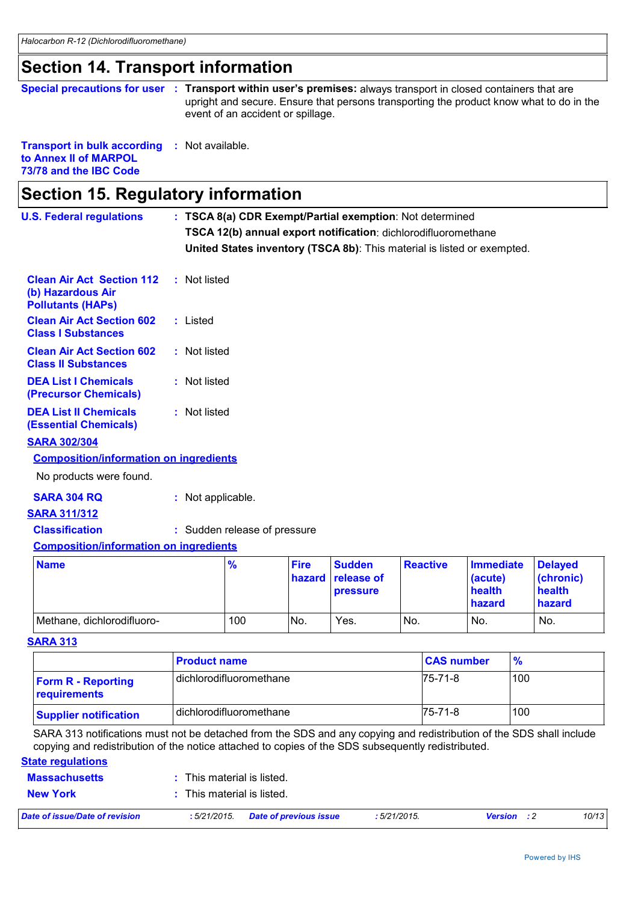# Section 14. Transport information

**Special precautions for user** : **Transport within user's premises:** always transport in closed containers that are upright and secure. Ensure that persons transporting the product know what to do in the event of an accident or spillage.

**Transport in bulk according to Annex II of MARPOL 73/78 and the IBC Code** : Not available.

# Section 15. Regulatory information

**U.S. Federal regulations** : **TSCA 8(a) CDR Exempt/Partial exemption**: Not determined

**TSCA 12(b) annual export notification**: dichlorodifluoromethane

**United States inventory (TSCA 8b)**: This material is listed or exempted.

**Clean Air Act Section 112 (b) Hazardous Air Pollutants (HAPs)** : Not listed

**Clean Air Act Section 602 Class I Substances** : Listed

**Clean Air Act Section 602 Class II Substances** : Not listed

**DEA List I Chemicals (Precursor Chemicals)** : Not listed

**DEA List II Chemicals (Essential Chemicals)** : Not listed

## SARA 302/304

### Composition/information on ingredients

No products were found.

**SARA 304 RQ** : Not applicable.

## SARA 311/312

**Classification** : Sudden release of pressure

### Composition/information on ingredients

| Name | % | Fire hazard | Sudden release of pressure | Reactive | Immediate (acute) health hazard | Delayed (chronic) health hazard |
|---|---|---|---|---|---|---|
| Methane, dichlorodifluoro- | 100 | No. | Yes. | No. | No. | No. |

## SARA 313

| | Product name | CAS number | % |
|---|---|---|---|
| **Form R - Reporting requirements** | dichlorodifluoromethane | 75-71-8 | 100 |
| **Supplier notification** | dichlorodifluoromethane | 75-71-8 | 100 |

SARA 313 notifications must not be detached from the SDS and any copying and redistribution of the SDS shall include copying and redistribution of the notice attached to copies of the SDS subsequently redistributed.

## State regulations

**Massachusetts** : This material is listed.

**New York** : This material is listed.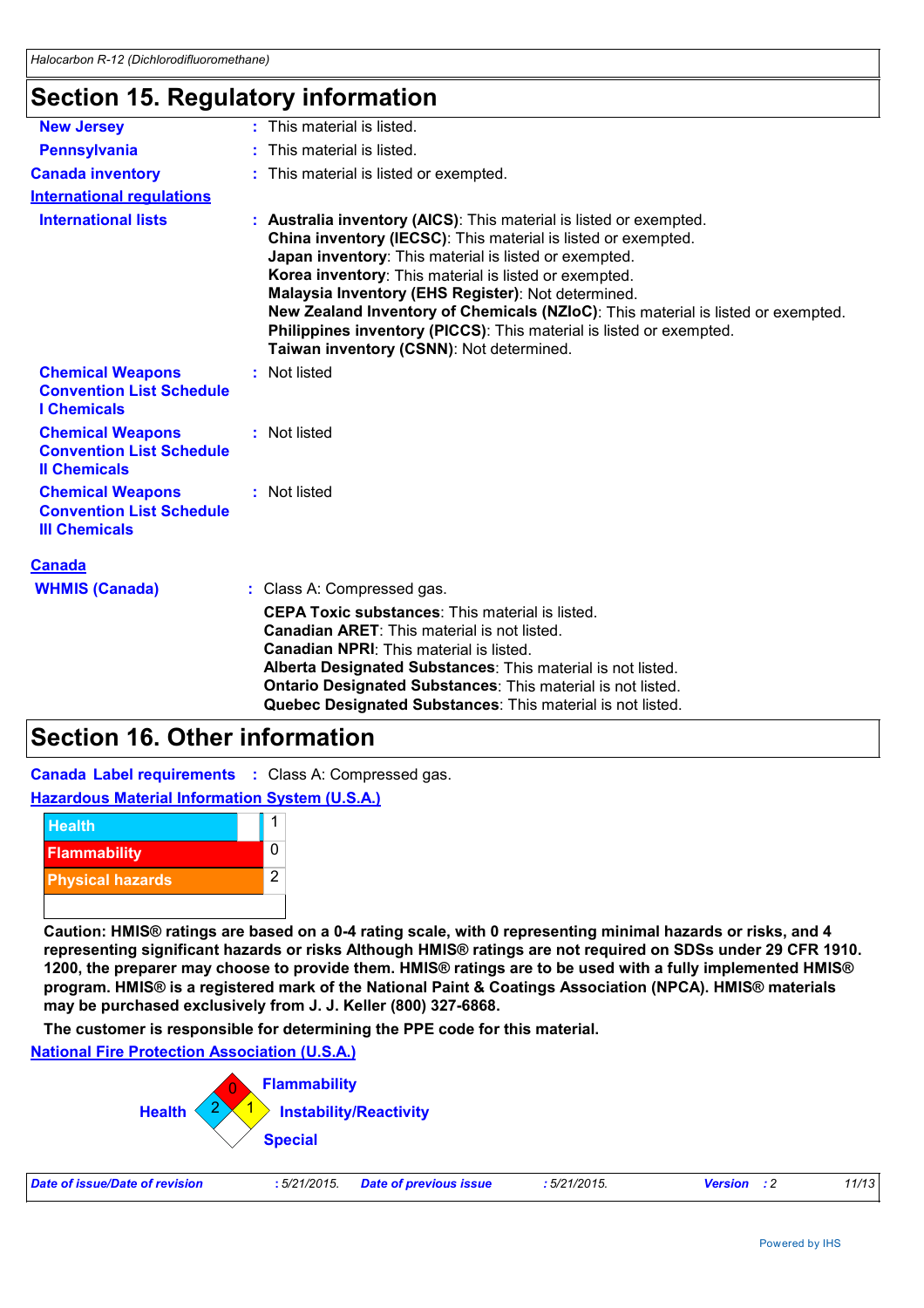## Section 15. Regulatory information

**New Jersey** : This material is listed.

**Pennsylvania** : This material is listed.

**Canada inventory** : This material is listed or exempted.

**International regulations**

**International lists** :
**Australia inventory (AICS)**: This material is listed or exempted.
**China inventory (IECSC)**: This material is listed or exempted.
**Japan inventory**: This material is listed or exempted.
**Korea inventory**: This material is listed or exempted.
**Malaysia Inventory (EHS Register)**: Not determined.
**New Zealand Inventory of Chemicals (NZIoC)**: This material is listed or exempted.
**Philippines inventory (PICCS)**: This material is listed or exempted.
**Taiwan inventory (CSNN)**: Not determined.

**Chemical Weapons Convention List Schedule I Chemicals** : Not listed

**Chemical Weapons Convention List Schedule II Chemicals** : Not listed

**Chemical Weapons Convention List Schedule III Chemicals** : Not listed

**Canada**

**WHMIS (Canada)** : Class A: Compressed gas.

**CEPA Toxic substances**: This material is listed.
**Canadian ARET**: This material is not listed.
**Canadian NPRI**: This material is listed.
**Alberta Designated Substances**: This material is not listed.
**Ontario Designated Substances**: This material is not listed.
**Quebec Designated Substances**: This material is not listed.

## Section 16. Other information

**Canada Label requirements** : Class A: Compressed gas.

**Hazardous Material Information System (U.S.A.)**

| Category | Rating |
|---|---|
| Health | 1 |
| Flammability | 0 |
| Physical hazards | 2 |

**Caution: HMIS® ratings are based on a 0-4 rating scale, with 0 representing minimal hazards or risks, and 4 representing significant hazards or risks Although HMIS® ratings are not required on SDSs under 29 CFR 1910. 1200, the preparer may choose to provide them. HMIS® ratings are to be used with a fully implemented HMIS® program. HMIS® is a registered mark of the National Paint & Coatings Association (NPCA). HMIS® materials may be purchased exclusively from J. J. Keller (800) 327-6868.**

**The customer is responsible for determining the PPE code for this material.**

**National Fire Protection Association (U.S.A.)**

| Category | Rating |
|---|---|
| Health | 2 |
| Flammability | 0 |
| Instability/Reactivity | 1 |
| Special | |

*Date of issue/Date of revision* : 5/21/2015. *Date of previous issue* : 5/21/2015. *Version* : 2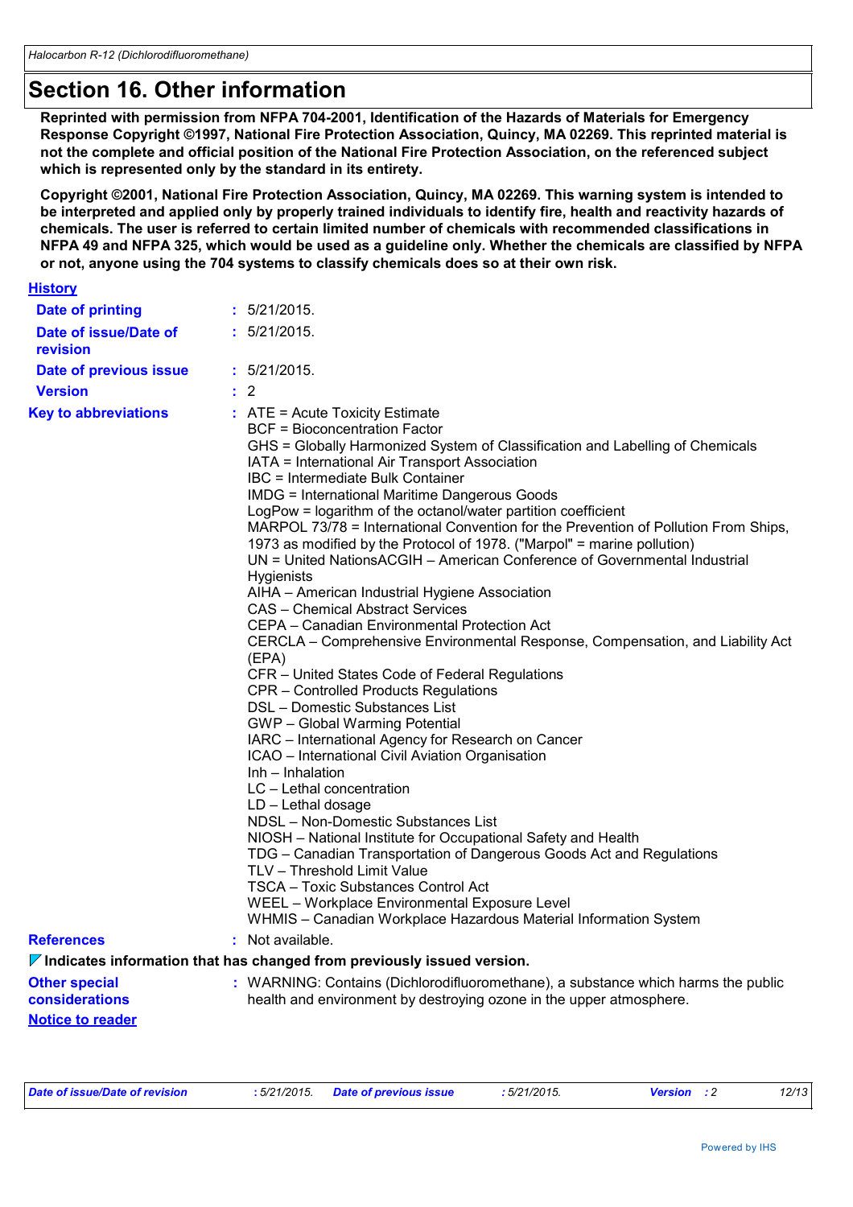# Section 16. Other information

**Reprinted with permission from NFPA 704-2001, Identification of the Hazards of Materials for Emergency Response Copyright ©1997, National Fire Protection Association, Quincy, MA 02269. This reprinted material is not the complete and official position of the National Fire Protection Association, on the referenced subject which is represented only by the standard in its entirety.**

**Copyright ©2001, National Fire Protection Association, Quincy, MA 02269. This warning system is intended to be interpreted and applied only by properly trained individuals to identify fire, health and reactivity hazards of chemicals. The user is referred to certain limited number of chemicals with recommended classifications in NFPA 49 and NFPA 325, which would be used as a guideline only. Whether the chemicals are classified by NFPA or not, anyone using the 704 systems to classify chemicals does so at their own risk.**

## History

**Date of printing** : 5/21/2015.

**Date of issue/Date of revision** : 5/21/2015.

**Date of previous issue** : 5/21/2015.

**Version** : 2

**Key to abbreviations** :

ATE = Acute Toxicity Estimate
BCF = Bioconcentration Factor
GHS = Globally Harmonized System of Classification and Labelling of Chemicals
IATA = International Air Transport Association
IBC = Intermediate Bulk Container
IMDG = International Maritime Dangerous Goods
LogPow = logarithm of the octanol/water partition coefficient
MARPOL 73/78 = International Convention for the Prevention of Pollution From Ships, 1973 as modified by the Protocol of 1978. ("Marpol" = marine pollution)
UN = United NationsACGIH – American Conference of Governmental Industrial Hygienists
AIHA – American Industrial Hygiene Association
CAS – Chemical Abstract Services
CEPA – Canadian Environmental Protection Act
CERCLA – Comprehensive Environmental Response, Compensation, and Liability Act (EPA)
CFR – United States Code of Federal Regulations
CPR – Controlled Products Regulations
DSL – Domestic Substances List
GWP – Global Warming Potential
IARC – International Agency for Research on Cancer
ICAO – International Civil Aviation Organisation
Inh – Inhalation
LC – Lethal concentration
LD – Lethal dosage
NDSL – Non-Domestic Substances List
NIOSH – National Institute for Occupational Safety and Health
TDG – Canadian Transportation of Dangerous Goods Act and Regulations
TLV – Threshold Limit Value
TSCA – Toxic Substances Control Act
WEEL – Workplace Environmental Exposure Level
WHMIS – Canadian Workplace Hazardous Material Information System

**References** : Not available.

**Indicates information that has changed from previously issued version.**

**Other special considerations** : WARNING: Contains (Dichlorodifluoromethane), a substance which harms the public health and environment by destroying ozone in the upper atmosphere.

## Notice to reader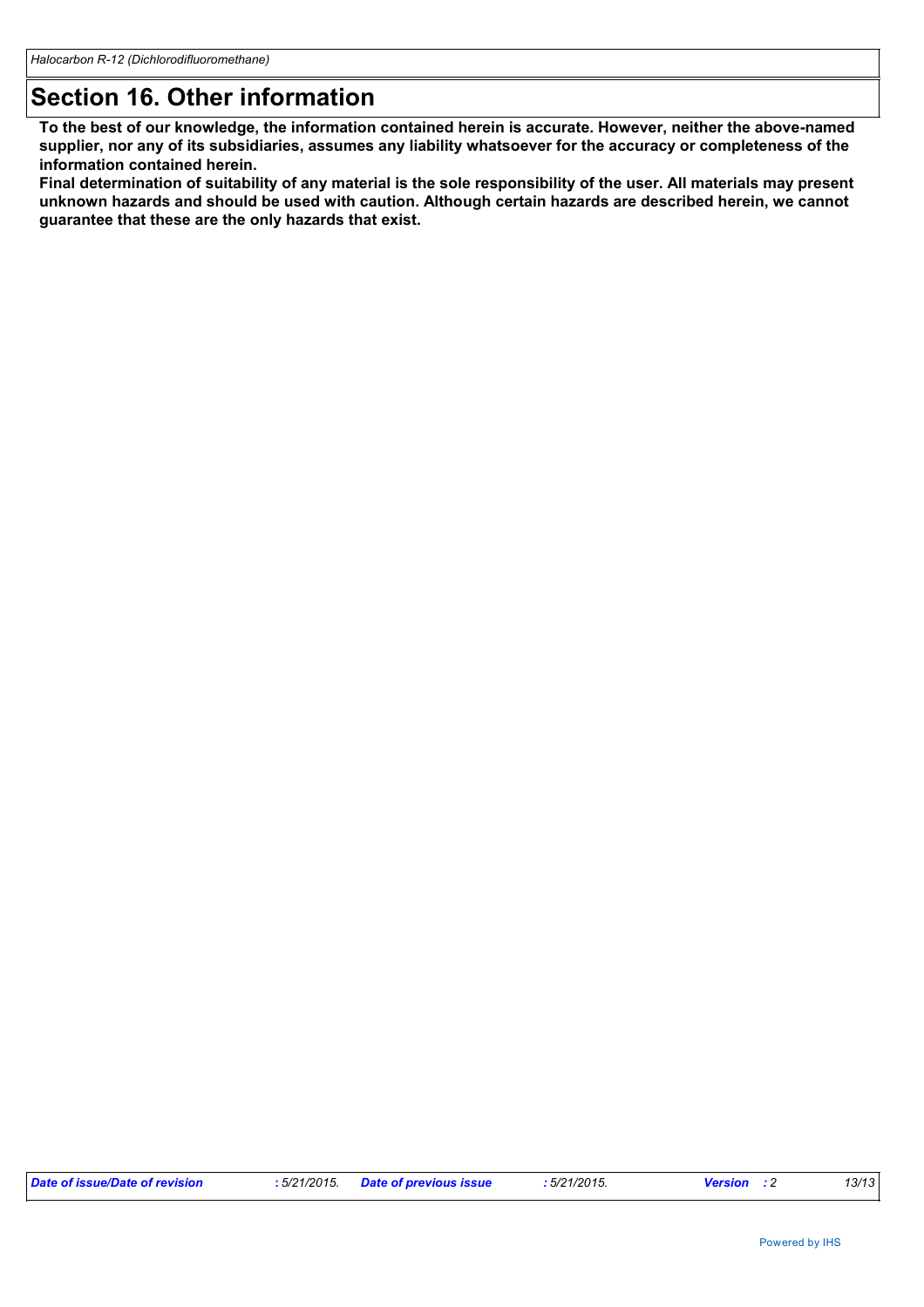## Section 16. Other information

**To the best of our knowledge, the information contained herein is accurate. However, neither the above-named supplier, nor any of its subsidiaries, assumes any liability whatsoever for the accuracy or completeness of the information contained herein.**

**Final determination of suitability of any material is the sole responsibility of the user. All materials may present unknown hazards and should be used with caution. Although certain hazards are described herein, we cannot guarantee that these are the only hazards that exist.**